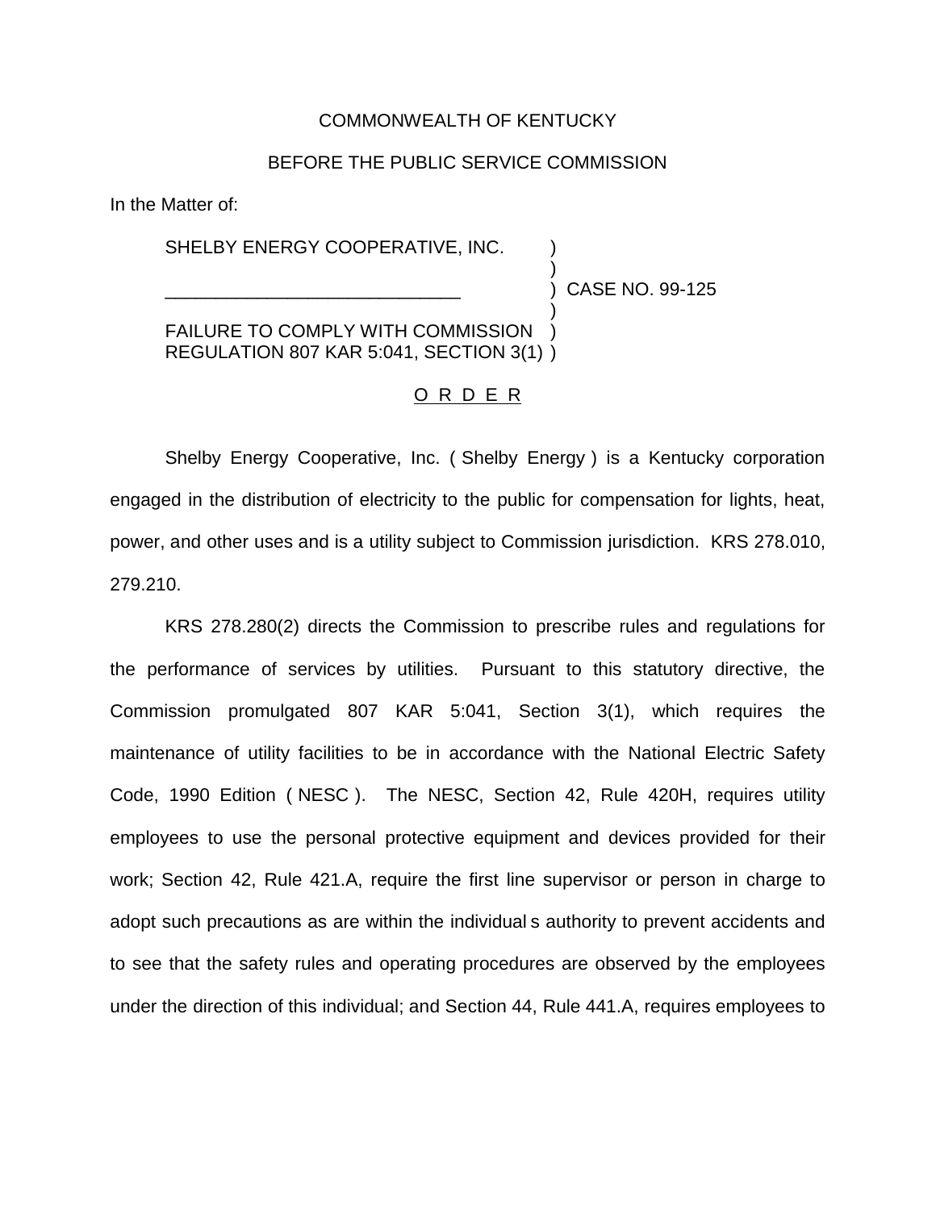COMMONWEALTH OF KENTUCKY

BEFORE THE PUBLIC SERVICE COMMISSION

In the Matter of:

SHELBY ENERGY COOPERATIVE, INC. )
)
______________________________ ) CASE NO. 99-125
)
FAILURE TO COMPLY WITH COMMISSION )
REGULATION 807 KAR 5:041, SECTION 3(1) )

O R D E R

Shelby Energy Cooperative, Inc. ( Shelby Energy ) is a Kentucky corporation engaged in the distribution of electricity to the public for compensation for lights, heat, power, and other uses and is a utility subject to Commission jurisdiction. KRS 278.010, 279.210.

KRS 278.280(2) directs the Commission to prescribe rules and regulations for the performance of services by utilities. Pursuant to this statutory directive, the Commission promulgated 807 KAR 5:041, Section 3(1), which requires the maintenance of utility facilities to be in accordance with the National Electric Safety Code, 1990 Edition ( NESC ). The NESC, Section 42, Rule 420H, requires utility employees to use the personal protective equipment and devices provided for their work; Section 42, Rule 421.A, require the first line supervisor or person in charge to adopt such precautions as are within the individual s authority to prevent accidents and to see that the safety rules and operating procedures are observed by the employees under the direction of this individual; and Section 44, Rule 441.A, requires employees to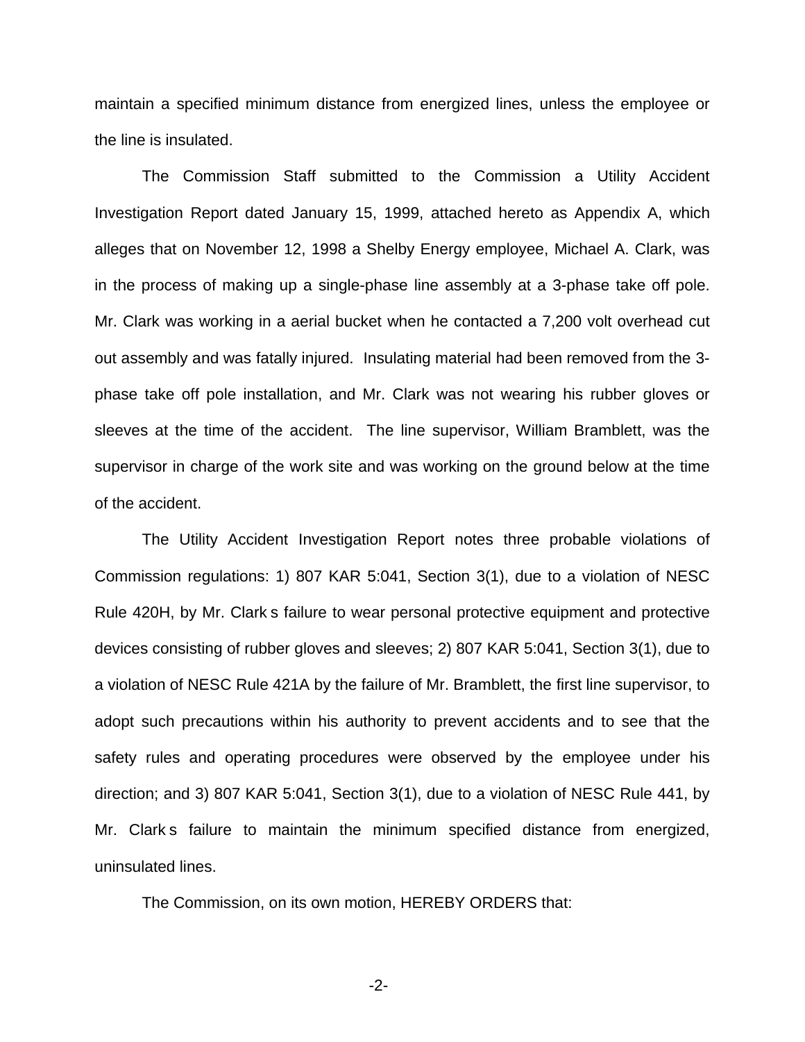maintain a specified minimum distance from energized lines, unless the employee or the line is insulated.

The Commission Staff submitted to the Commission a Utility Accident Investigation Report dated January 15, 1999, attached hereto as Appendix A, which alleges that on November 12, 1998 a Shelby Energy employee, Michael A. Clark, was in the process of making up a single-phase line assembly at a 3-phase take off pole. Mr. Clark was working in a aerial bucket when he contacted a 7,200 volt overhead cut out assembly and was fatally injured. Insulating material had been removed from the 3-phase take off pole installation, and Mr. Clark was not wearing his rubber gloves or sleeves at the time of the accident. The line supervisor, William Bramblett, was the supervisor in charge of the work site and was working on the ground below at the time of the accident.

The Utility Accident Investigation Report notes three probable violations of Commission regulations: 1) 807 KAR 5:041, Section 3(1), due to a violation of NESC Rule 420H, by Mr. Clark s failure to wear personal protective equipment and protective devices consisting of rubber gloves and sleeves; 2) 807 KAR 5:041, Section 3(1), due to a violation of NESC Rule 421A by the failure of Mr. Bramblett, the first line supervisor, to adopt such precautions within his authority to prevent accidents and to see that the safety rules and operating procedures were observed by the employee under his direction; and 3) 807 KAR 5:041, Section 3(1), due to a violation of NESC Rule 441, by Mr. Clark s failure to maintain the minimum specified distance from energized, uninsulated lines.

The Commission, on its own motion, HEREBY ORDERS that: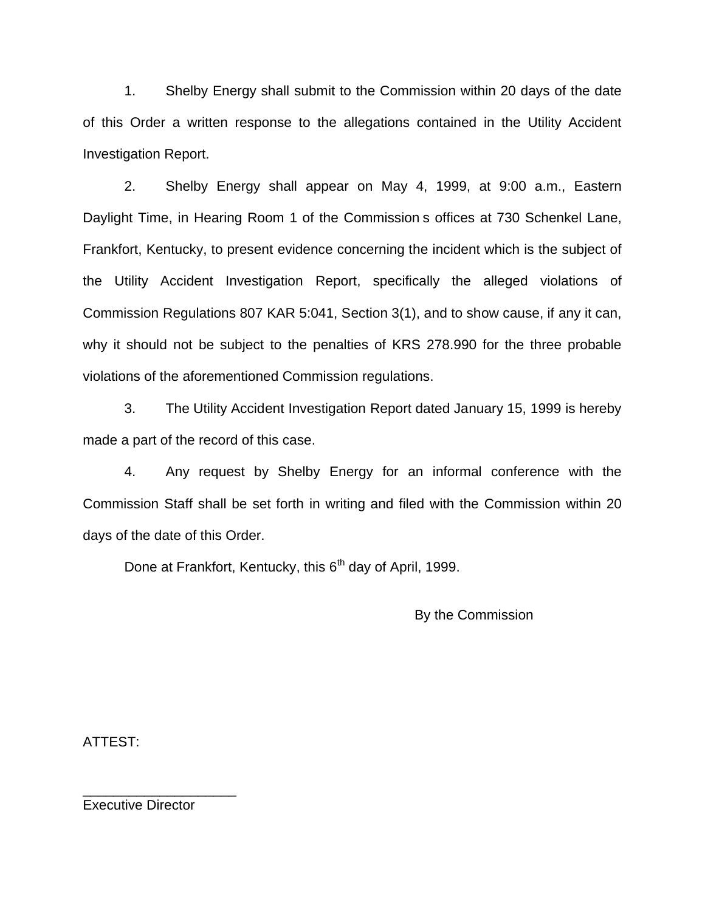1. Shelby Energy shall submit to the Commission within 20 days of the date of this Order a written response to the allegations contained in the Utility Accident Investigation Report.

2. Shelby Energy shall appear on May 4, 1999, at 9:00 a.m., Eastern Daylight Time, in Hearing Room 1 of the Commission s offices at 730 Schenkel Lane, Frankfort, Kentucky, to present evidence concerning the incident which is the subject of the Utility Accident Investigation Report, specifically the alleged violations of Commission Regulations 807 KAR 5:041, Section 3(1), and to show cause, if any it can, why it should not be subject to the penalties of KRS 278.990 for the three probable violations of the aforementioned Commission regulations.

3. The Utility Accident Investigation Report dated January 15, 1999 is hereby made a part of the record of this case.

4. Any request by Shelby Energy for an informal conference with the Commission Staff shall be set forth in writing and filed with the Commission within 20 days of the date of this Order.

Done at Frankfort, Kentucky, this 6th day of April, 1999.

By the Commission

ATTEST:

\_\_\_\_\_\_\_\_\_\_\_\_\_\_\_\_\_\_\_\_

Executive Director